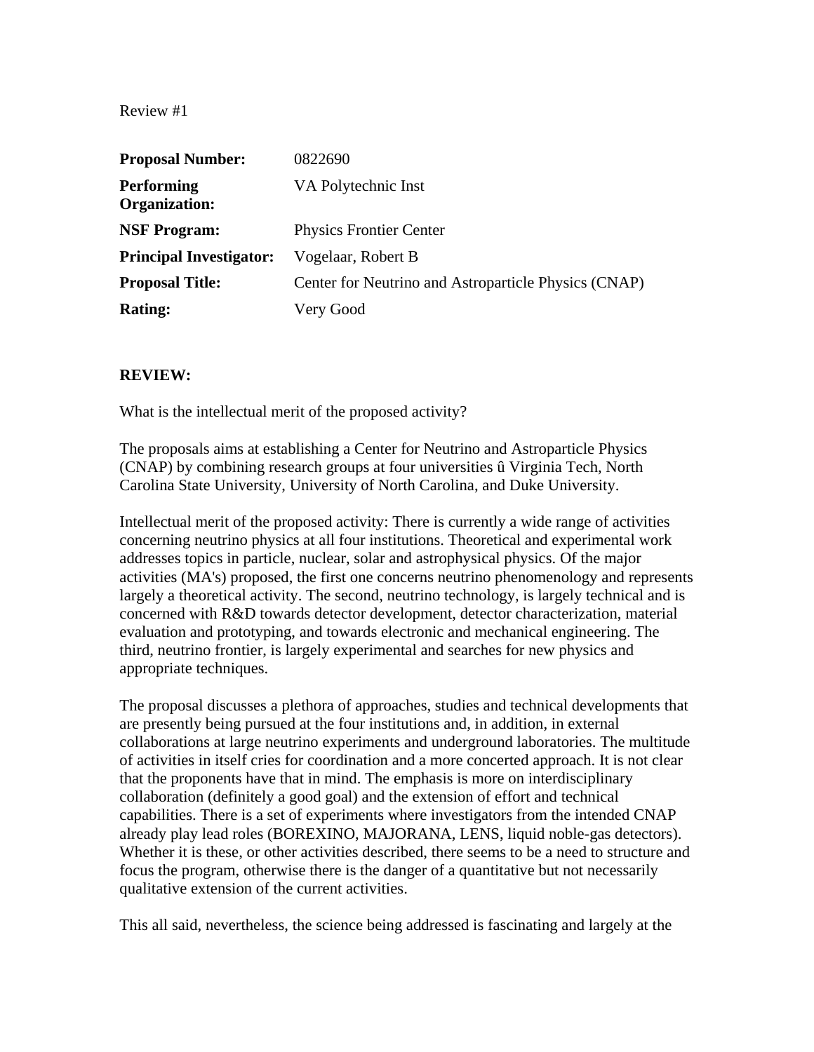Review #1

| | |
|---|---|
| **Proposal Number:** | 0822690 |
| **Performing Organization:** | VA Polytechnic Inst |
| **NSF Program:** | Physics Frontier Center |
| **Principal Investigator:** | Vogelaar, Robert B |
| **Proposal Title:** | Center for Neutrino and Astroparticle Physics (CNAP) |
| **Rating:** | Very Good |

**REVIEW:**

What is the intellectual merit of the proposed activity?

The proposals aims at establishing a Center for Neutrino and Astroparticle Physics (CNAP) by combining research groups at four universities û Virginia Tech, North Carolina State University, University of North Carolina, and Duke University.

Intellectual merit of the proposed activity: There is currently a wide range of activities concerning neutrino physics at all four institutions. Theoretical and experimental work addresses topics in particle, nuclear, solar and astrophysical physics. Of the major activities (MA's) proposed, the first one concerns neutrino phenomenology and represents largely a theoretical activity. The second, neutrino technology, is largely technical and is concerned with R&D towards detector development, detector characterization, material evaluation and prototyping, and towards electronic and mechanical engineering. The third, neutrino frontier, is largely experimental and searches for new physics and appropriate techniques.

The proposal discusses a plethora of approaches, studies and technical developments that are presently being pursued at the four institutions and, in addition, in external collaborations at large neutrino experiments and underground laboratories. The multitude of activities in itself cries for coordination and a more concerted approach. It is not clear that the proponents have that in mind. The emphasis is more on interdisciplinary collaboration (definitely a good goal) and the extension of effort and technical capabilities. There is a set of experiments where investigators from the intended CNAP already play lead roles (BOREXINO, MAJORANA, LENS, liquid noble-gas detectors). Whether it is these, or other activities described, there seems to be a need to structure and focus the program, otherwise there is the danger of a quantitative but not necessarily qualitative extension of the current activities.

This all said, nevertheless, the science being addressed is fascinating and largely at the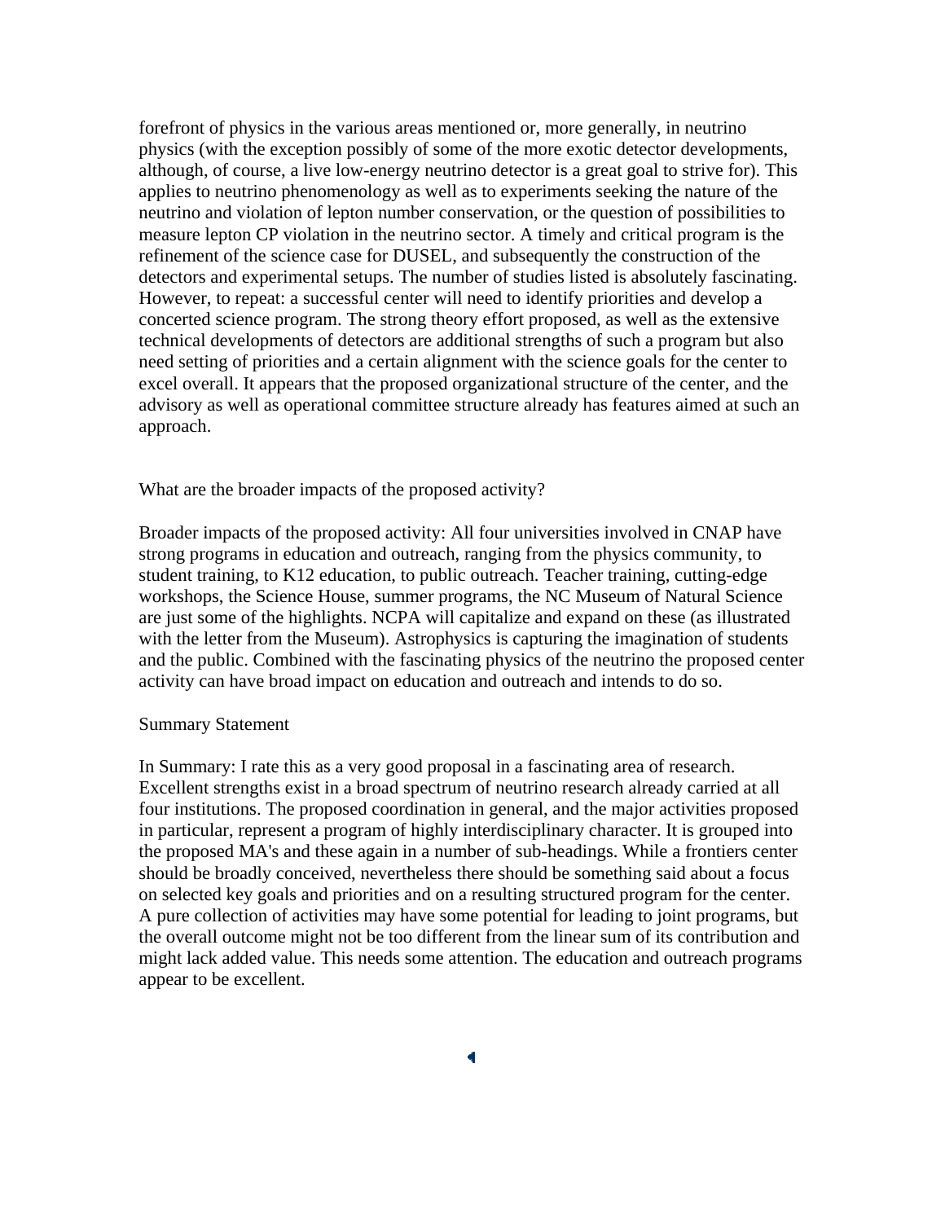forefront of physics in the various areas mentioned or, more generally, in neutrino physics (with the exception possibly of some of the more exotic detector developments, although, of course, a live low-energy neutrino detector is a great goal to strive for). This applies to neutrino phenomenology as well as to experiments seeking the nature of the neutrino and violation of lepton number conservation, or the question of possibilities to measure lepton CP violation in the neutrino sector. A timely and critical program is the refinement of the science case for DUSEL, and subsequently the construction of the detectors and experimental setups. The number of studies listed is absolutely fascinating. However, to repeat: a successful center will need to identify priorities and develop a concerted science program. The strong theory effort proposed, as well as the extensive technical developments of detectors are additional strengths of such a program but also need setting of priorities and a certain alignment with the science goals for the center to excel overall. It appears that the proposed organizational structure of the center, and the advisory as well as operational committee structure already has features aimed at such an approach.

What are the broader impacts of the proposed activity?

Broader impacts of the proposed activity: All four universities involved in CNAP have strong programs in education and outreach, ranging from the physics community, to student training, to K12 education, to public outreach. Teacher training, cutting-edge workshops, the Science House, summer programs, the NC Museum of Natural Science are just some of the highlights. NCPA will capitalize and expand on these (as illustrated with the letter from the Museum). Astrophysics is capturing the imagination of students and the public. Combined with the fascinating physics of the neutrino the proposed center activity can have broad impact on education and outreach and intends to do so.

Summary Statement

In Summary: I rate this as a very good proposal in a fascinating area of research. Excellent strengths exist in a broad spectrum of neutrino research already carried at all four institutions. The proposed coordination in general, and the major activities proposed in particular, represent a program of highly interdisciplinary character. It is grouped into the proposed MA's and these again in a number of sub-headings. While a frontiers center should be broadly conceived, nevertheless there should be something said about a focus on selected key goals and priorities and on a resulting structured program for the center. A pure collection of activities may have some potential for leading to joint programs, but the overall outcome might not be too different from the linear sum of its contribution and might lack added value. This needs some attention. The education and outreach programs appear to be excellent.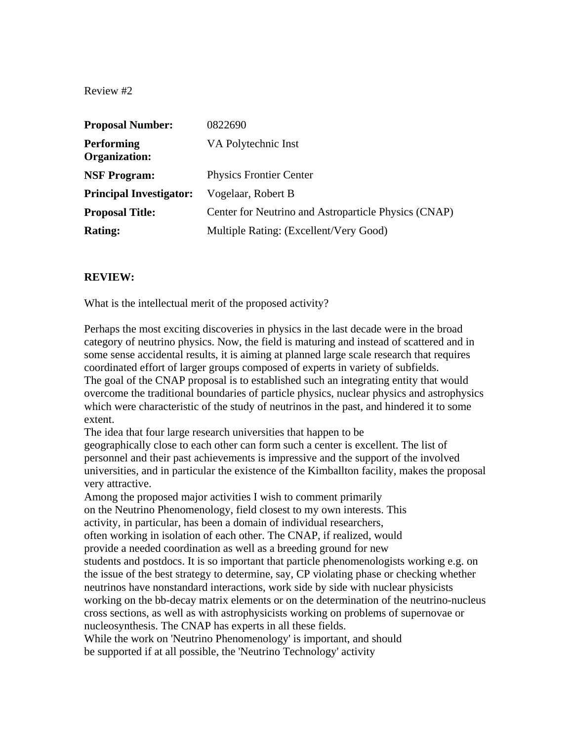Review #2

| | |
|---|---|
| **Proposal Number:** | 0822690 |
| **Performing Organization:** | VA Polytechnic Inst |
| **NSF Program:** | Physics Frontier Center |
| **Principal Investigator:** | Vogelaar, Robert B |
| **Proposal Title:** | Center for Neutrino and Astroparticle Physics (CNAP) |
| **Rating:** | Multiple Rating: (Excellent/Very Good) |

**REVIEW:**

What is the intellectual merit of the proposed activity?

Perhaps the most exciting discoveries in physics in the last decade were in the broad category of neutrino physics. Now, the field is maturing and instead of scattered and in some sense accidental results, it is aiming at planned large scale research that requires coordinated effort of larger groups composed of experts in variety of subfields.
The goal of the CNAP proposal is to established such an integrating entity that would overcome the traditional boundaries of particle physics, nuclear physics and astrophysics which were characteristic of the study of neutrinos in the past, and hindered it to some extent.
The idea that four large research universities that happen to be geographically close to each other can form such a center is excellent. The list of personnel and their past achievements is impressive and the support of the involved universities, and in particular the existence of the Kimballton facility, makes the proposal very attractive.
Among the proposed major activities I wish to comment primarily on the Neutrino Phenomenology, field closest to my own interests. This activity, in particular, has been a domain of individual researchers, often working in isolation of each other. The CNAP, if realized, would provide a needed coordination as well as a breeding ground for new students and postdocs. It is so important that particle phenomenologists working e.g. on the issue of the best strategy to determine, say, CP violating phase or checking whether neutrinos have nonstandard interactions, work side by side with nuclear physicists working on the bb-decay matrix elements or on the determination of the neutrino-nucleus cross sections, as well as with astrophysicists working on problems of supernovae or nucleosynthesis. The CNAP has experts in all these fields.
While the work on 'Neutrino Phenomenology' is important, and should be supported if at all possible, the 'Neutrino Technology' activity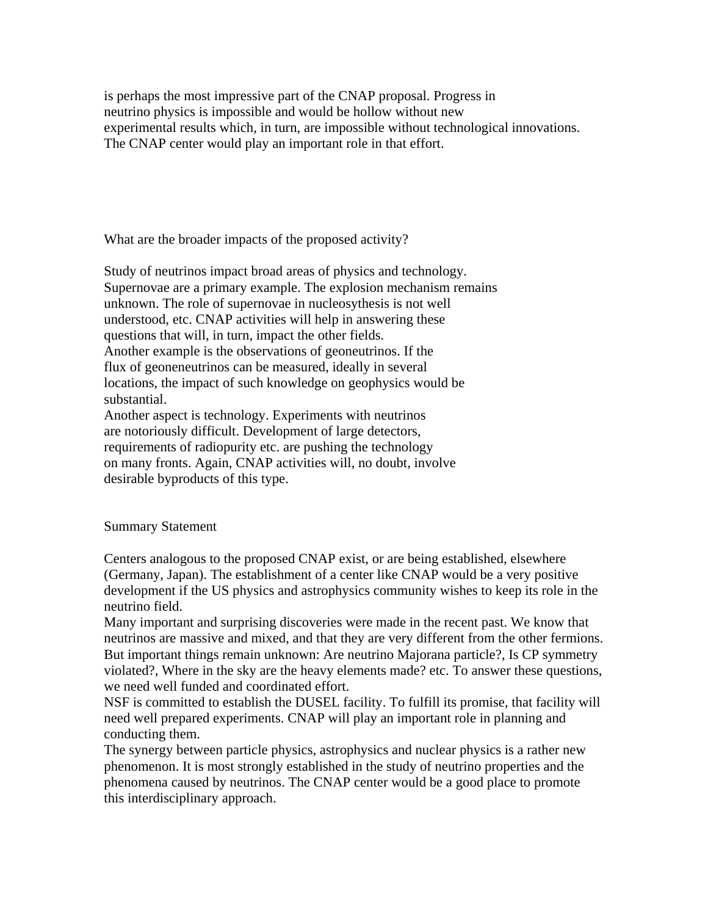is perhaps the most impressive part of the CNAP proposal. Progress in neutrino physics is impossible and would be hollow without new experimental results which, in turn, are impossible without technological innovations. The CNAP center would play an important role in that effort.

What are the broader impacts of the proposed activity?

Study of neutrinos impact broad areas of physics and technology. Supernovae are a primary example. The explosion mechanism remains unknown. The role of supernovae in nucleosythesis is not well understood, etc. CNAP activities will help in answering these questions that will, in turn, impact the other fields.
Another example is the observations of geoneutrinos. If the flux of geoneneutrinos can be measured, ideally in several locations, the impact of such knowledge on geophysics would be substantial.
Another aspect is technology. Experiments with neutrinos are notoriously difficult. Development of large detectors, requirements of radiopurity etc. are pushing the technology on many fronts. Again, CNAP activities will, no doubt, involve desirable byproducts of this type.

Summary Statement

Centers analogous to the proposed CNAP exist, or are being established, elsewhere (Germany, Japan). The establishment of a center like CNAP would be a very positive development if the US physics and astrophysics community wishes to keep its role in the neutrino field.
Many important and surprising discoveries were made in the recent past. We know that neutrinos are massive and mixed, and that they are very different from the other fermions. But important things remain unknown: Are neutrino Majorana particle?, Is CP symmetry violated?, Where in the sky are the heavy elements made? etc. To answer these questions, we need well funded and coordinated effort.
NSF is committed to establish the DUSEL facility. To fulfill its promise, that facility will need well prepared experiments. CNAP will play an important role in planning and conducting them.
The synergy between particle physics, astrophysics and nuclear physics is a rather new phenomenon. It is most strongly established in the study of neutrino properties and the phenomena caused by neutrinos. The CNAP center would be a good place to promote this interdisciplinary approach.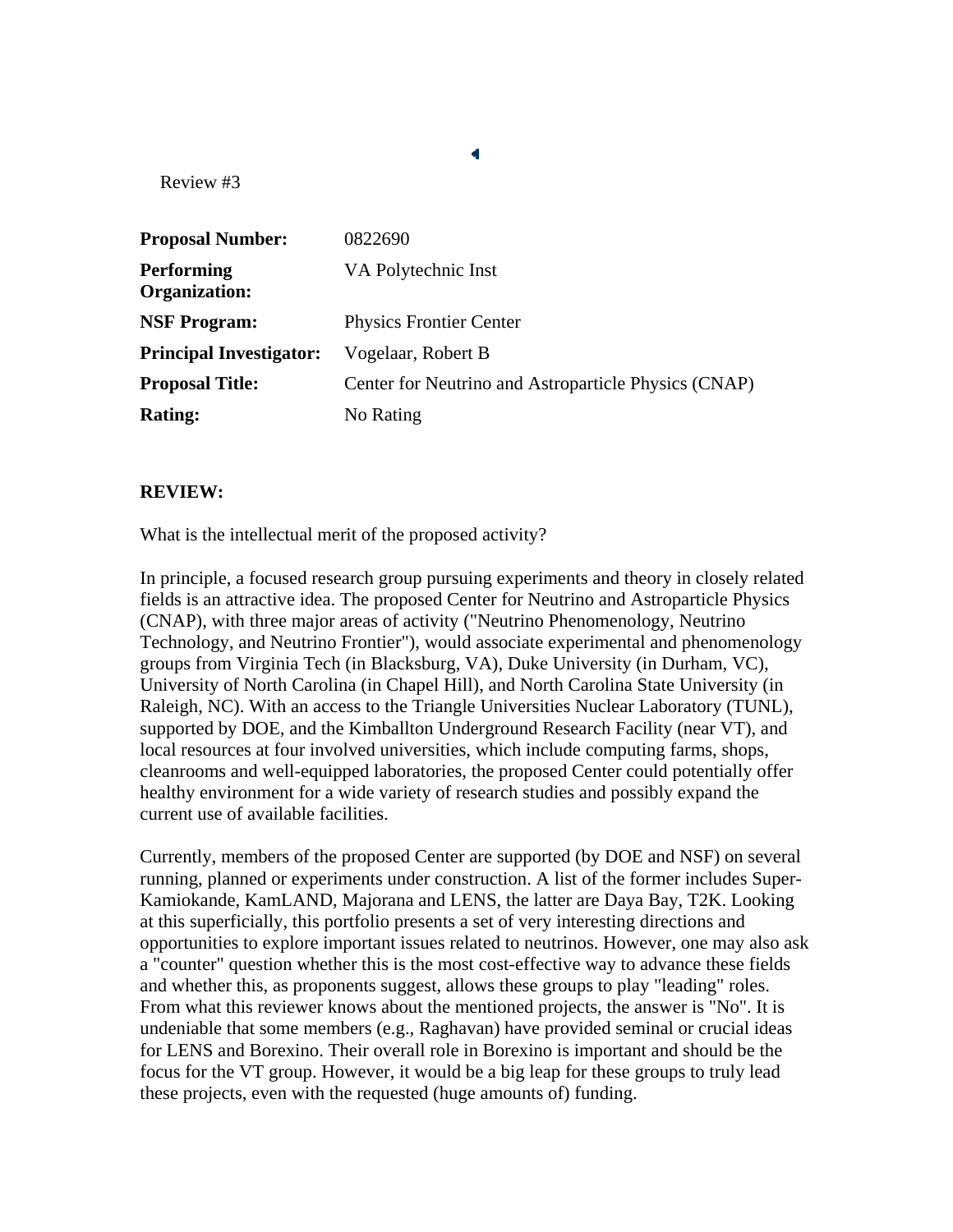Review #3

| | |
|---|---|
| **Proposal Number:** | 0822690 |
| **Performing Organization:** | VA Polytechnic Inst |
| **NSF Program:** | Physics Frontier Center |
| **Principal Investigator:** | Vogelaar, Robert B |
| **Proposal Title:** | Center for Neutrino and Astroparticle Physics (CNAP) |
| **Rating:** | No Rating |

**REVIEW:**

What is the intellectual merit of the proposed activity?

In principle, a focused research group pursuing experiments and theory in closely related fields is an attractive idea. The proposed Center for Neutrino and Astroparticle Physics (CNAP), with three major areas of activity ("Neutrino Phenomenology, Neutrino Technology, and Neutrino Frontier"), would associate experimental and phenomenology groups from Virginia Tech (in Blacksburg, VA), Duke University (in Durham, VC), University of North Carolina (in Chapel Hill), and North Carolina State University (in Raleigh, NC). With an access to the Triangle Universities Nuclear Laboratory (TUNL), supported by DOE, and the Kimballton Underground Research Facility (near VT), and local resources at four involved universities, which include computing farms, shops, cleanrooms and well-equipped laboratories, the proposed Center could potentially offer healthy environment for a wide variety of research studies and possibly expand the current use of available facilities.

Currently, members of the proposed Center are supported (by DOE and NSF) on several running, planned or experiments under construction. A list of the former includes Super-Kamiokande, KamLAND, Majorana and LENS, the latter are Daya Bay, T2K. Looking at this superficially, this portfolio presents a set of very interesting directions and opportunities to explore important issues related to neutrinos. However, one may also ask a "counter" question whether this is the most cost-effective way to advance these fields and whether this, as proponents suggest, allows these groups to play "leading" roles. From what this reviewer knows about the mentioned projects, the answer is "No". It is undeniable that some members (e.g., Raghavan) have provided seminal or crucial ideas for LENS and Borexino. Their overall role in Borexino is important and should be the focus for the VT group. However, it would be a big leap for these groups to truly lead these projects, even with the requested (huge amounts of) funding.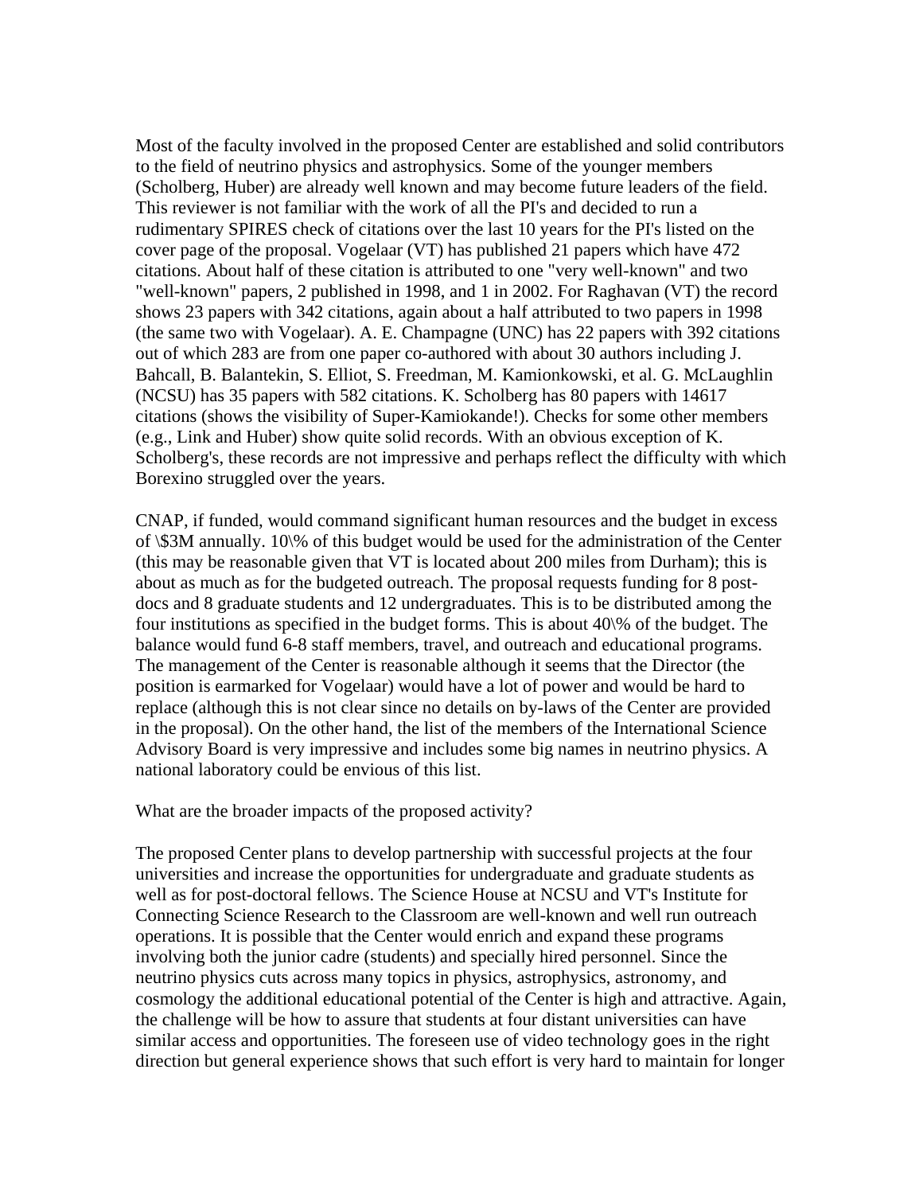Most of the faculty involved in the proposed Center are established and solid contributors to the field of neutrino physics and astrophysics. Some of the younger members (Scholberg, Huber) are already well known and may become future leaders of the field. This reviewer is not familiar with the work of all the PI's and decided to run a rudimentary SPIRES check of citations over the last 10 years for the PI's listed on the cover page of the proposal. Vogelaar (VT) has published 21 papers which have 472 citations. About half of these citation is attributed to one "very well-known" and two "well-known" papers, 2 published in 1998, and 1 in 2002. For Raghavan (VT) the record shows 23 papers with 342 citations, again about a half attributed to two papers in 1998 (the same two with Vogelaar). A. E. Champagne (UNC) has 22 papers with 392 citations out of which 283 are from one paper co-authored with about 30 authors including J. Bahcall, B. Balantekin, S. Elliot, S. Freedman, M. Kamionkowski, et al. G. McLaughlin (NCSU) has 35 papers with 582 citations. K. Scholberg has 80 papers with 14617 citations (shows the visibility of Super-Kamiokande!). Checks for some other members (e.g., Link and Huber) show quite solid records. With an obvious exception of K. Scholberg's, these records are not impressive and perhaps reflect the difficulty with which Borexino struggled over the years.

CNAP, if funded, would command significant human resources and the budget in excess of \$3M annually. 10\% of this budget would be used for the administration of the Center (this may be reasonable given that VT is located about 200 miles from Durham); this is about as much as for the budgeted outreach. The proposal requests funding for 8 post-docs and 8 graduate students and 12 undergraduates. This is to be distributed among the four institutions as specified in the budget forms. This is about 40\% of the budget. The balance would fund 6-8 staff members, travel, and outreach and educational programs. The management of the Center is reasonable although it seems that the Director (the position is earmarked for Vogelaar) would have a lot of power and would be hard to replace (although this is not clear since no details on by-laws of the Center are provided in the proposal). On the other hand, the list of the members of the International Science Advisory Board is very impressive and includes some big names in neutrino physics. A national laboratory could be envious of this list.

What are the broader impacts of the proposed activity?

The proposed Center plans to develop partnership with successful projects at the four universities and increase the opportunities for undergraduate and graduate students as well as for post-doctoral fellows. The Science House at NCSU and VT's Institute for Connecting Science Research to the Classroom are well-known and well run outreach operations. It is possible that the Center would enrich and expand these programs involving both the junior cadre (students) and specially hired personnel. Since the neutrino physics cuts across many topics in physics, astrophysics, astronomy, and cosmology the additional educational potential of the Center is high and attractive. Again, the challenge will be how to assure that students at four distant universities can have similar access and opportunities. The foreseen use of video technology goes in the right direction but general experience shows that such effort is very hard to maintain for longer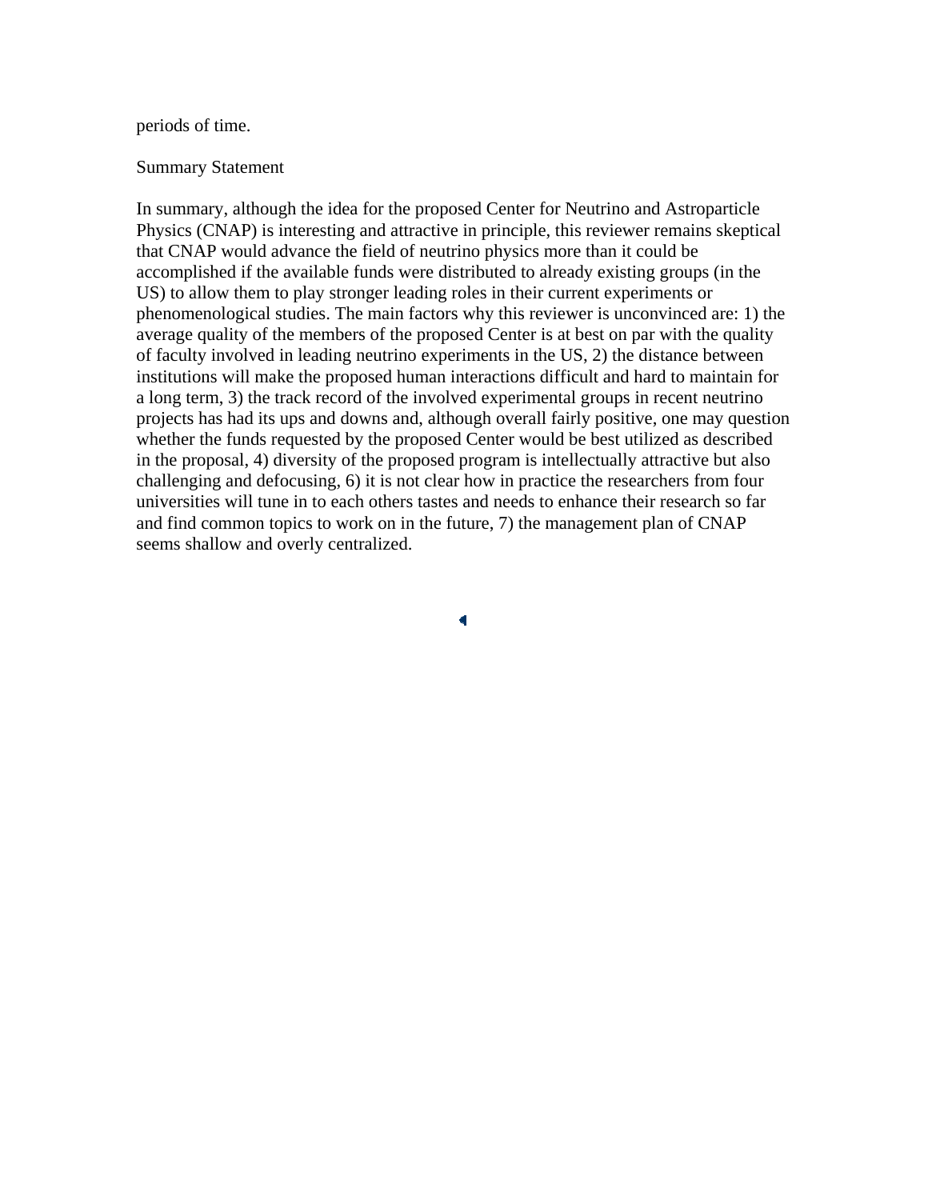periods of time.

Summary Statement

In summary, although the idea for the proposed Center for Neutrino and Astroparticle Physics (CNAP) is interesting and attractive in principle, this reviewer remains skeptical that CNAP would advance the field of neutrino physics more than it could be accomplished if the available funds were distributed to already existing groups (in the US) to allow them to play stronger leading roles in their current experiments or phenomenological studies. The main factors why this reviewer is unconvinced are: 1) the average quality of the members of the proposed Center is at best on par with the quality of faculty involved in leading neutrino experiments in the US, 2) the distance between institutions will make the proposed human interactions difficult and hard to maintain for a long term, 3) the track record of the involved experimental groups in recent neutrino projects has had its ups and downs and, although overall fairly positive, one may question whether the funds requested by the proposed Center would be best utilized as described in the proposal, 4) diversity of the proposed program is intellectually attractive but also challenging and defocusing, 6) it is not clear how in practice the researchers from four universities will tune in to each others tastes and needs to enhance their research so far and find common topics to work on in the future, 7) the management plan of CNAP seems shallow and overly centralized.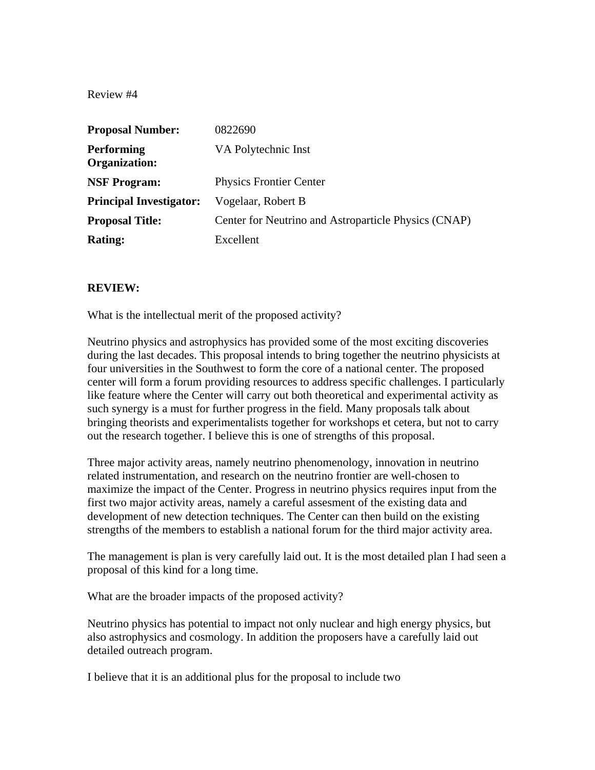Review #4

| | |
|---|---|
| **Proposal Number:** | 0822690 |
| **Performing Organization:** | VA Polytechnic Inst |
| **NSF Program:** | Physics Frontier Center |
| **Principal Investigator:** | Vogelaar, Robert B |
| **Proposal Title:** | Center for Neutrino and Astroparticle Physics (CNAP) |
| **Rating:** | Excellent |

**REVIEW:**

What is the intellectual merit of the proposed activity?

Neutrino physics and astrophysics has provided some of the most exciting discoveries during the last decades. This proposal intends to bring together the neutrino physicists at four universities in the Southwest to form the core of a national center. The proposed center will form a forum providing resources to address specific challenges. I particularly like feature where the Center will carry out both theoretical and experimental activity as such synergy is a must for further progress in the field. Many proposals talk about bringing theorists and experimentalists together for workshops et cetera, but not to carry out the research together. I believe this is one of strengths of this proposal.

Three major activity areas, namely neutrino phenomenology, innovation in neutrino related instrumentation, and research on the neutrino frontier are well-chosen to maximize the impact of the Center. Progress in neutrino physics requires input from the first two major activity areas, namely a careful assesment of the existing data and development of new detection techniques. The Center can then build on the existing strengths of the members to establish a national forum for the third major activity area.

The management is plan is very carefully laid out. It is the most detailed plan I had seen a proposal of this kind for a long time.

What are the broader impacts of the proposed activity?

Neutrino physics has potential to impact not only nuclear and high energy physics, but also astrophysics and cosmology. In addition the proposers have a carefully laid out detailed outreach program.

I believe that it is an additional plus for the proposal to include two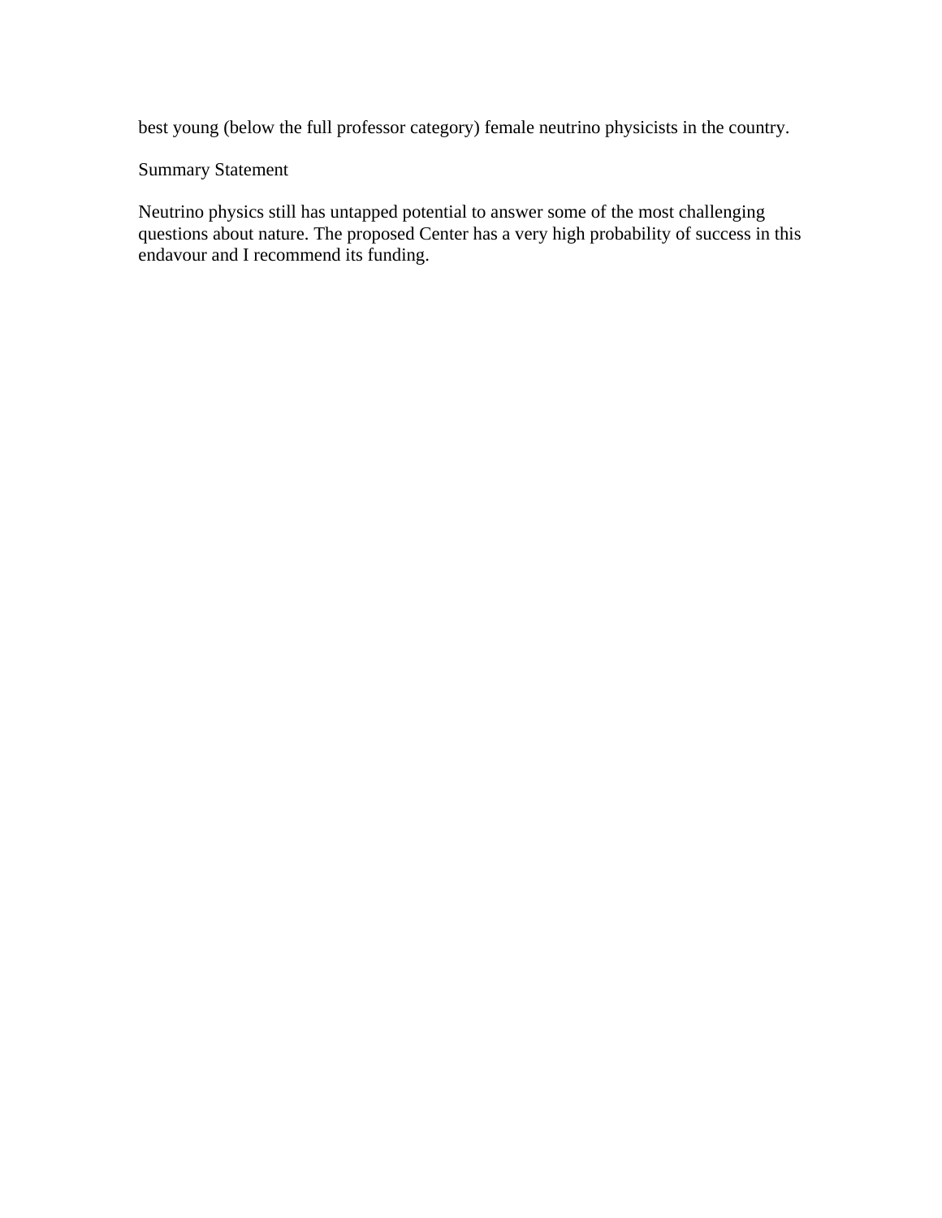best young (below the full professor category) female neutrino physicists in the country.

Summary Statement

Neutrino physics still has untapped potential to answer some of the most challenging questions about nature. The proposed Center has a very high probability of success in this endavour and I recommend its funding.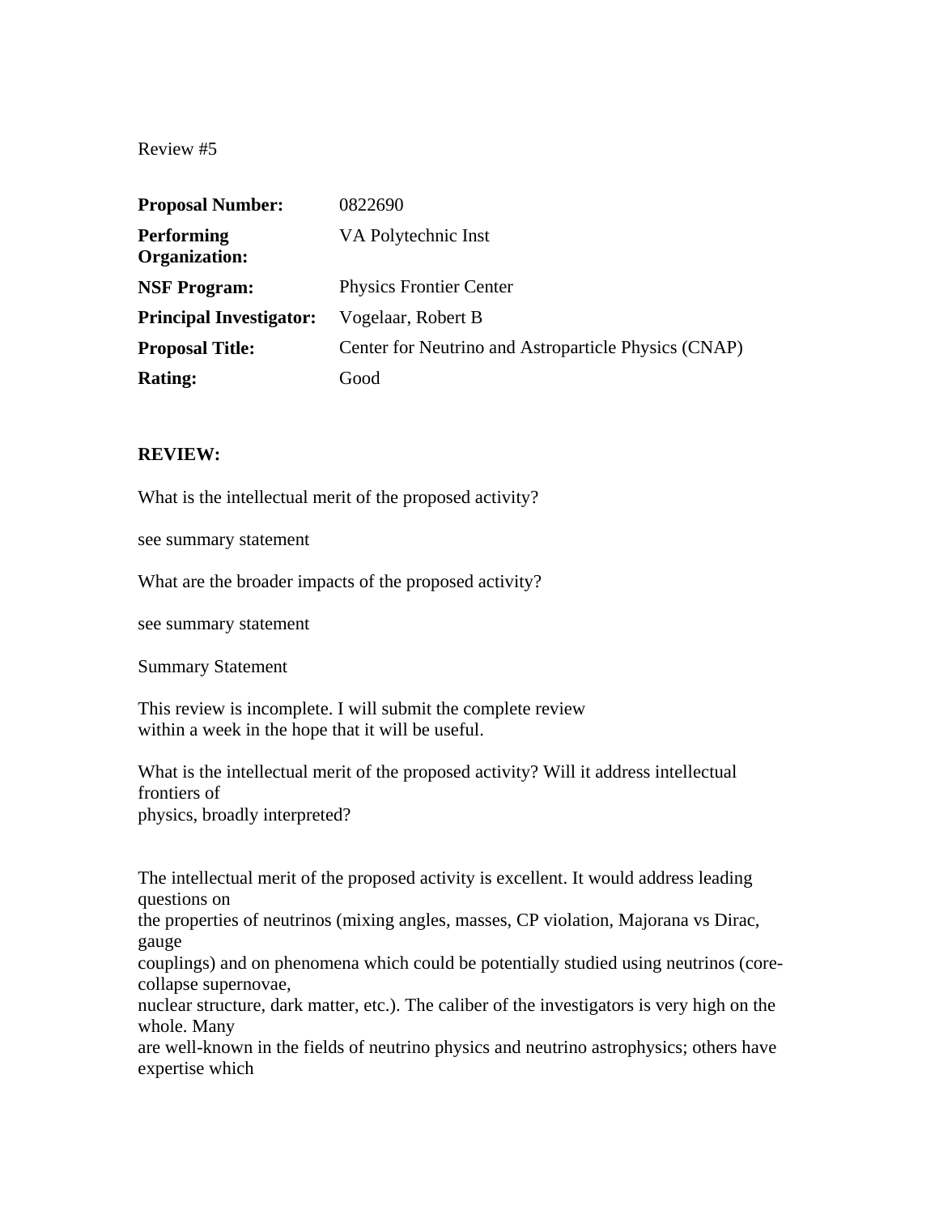Review #5

| **Proposal Number:** | 0822690 |
|---|---|
| **Performing Organization:** | VA Polytechnic Inst |
| **NSF Program:** | Physics Frontier Center |
| **Principal Investigator:** | Vogelaar, Robert B |
| **Proposal Title:** | Center for Neutrino and Astroparticle Physics (CNAP) |
| **Rating:** | Good |

**REVIEW:**

What is the intellectual merit of the proposed activity?

see summary statement

What are the broader impacts of the proposed activity?

see summary statement

Summary Statement

This review is incomplete. I will submit the complete review within a week in the hope that it will be useful.

What is the intellectual merit of the proposed activity? Will it address intellectual frontiers of physics, broadly interpreted?

The intellectual merit of the proposed activity is excellent. It would address leading questions on the properties of neutrinos (mixing angles, masses, CP violation, Majorana vs Dirac, gauge couplings) and on phenomena which could be potentially studied using neutrinos (core-collapse supernovae, nuclear structure, dark matter, etc.). The caliber of the investigators is very high on the whole. Many are well-known in the fields of neutrino physics and neutrino astrophysics; others have expertise which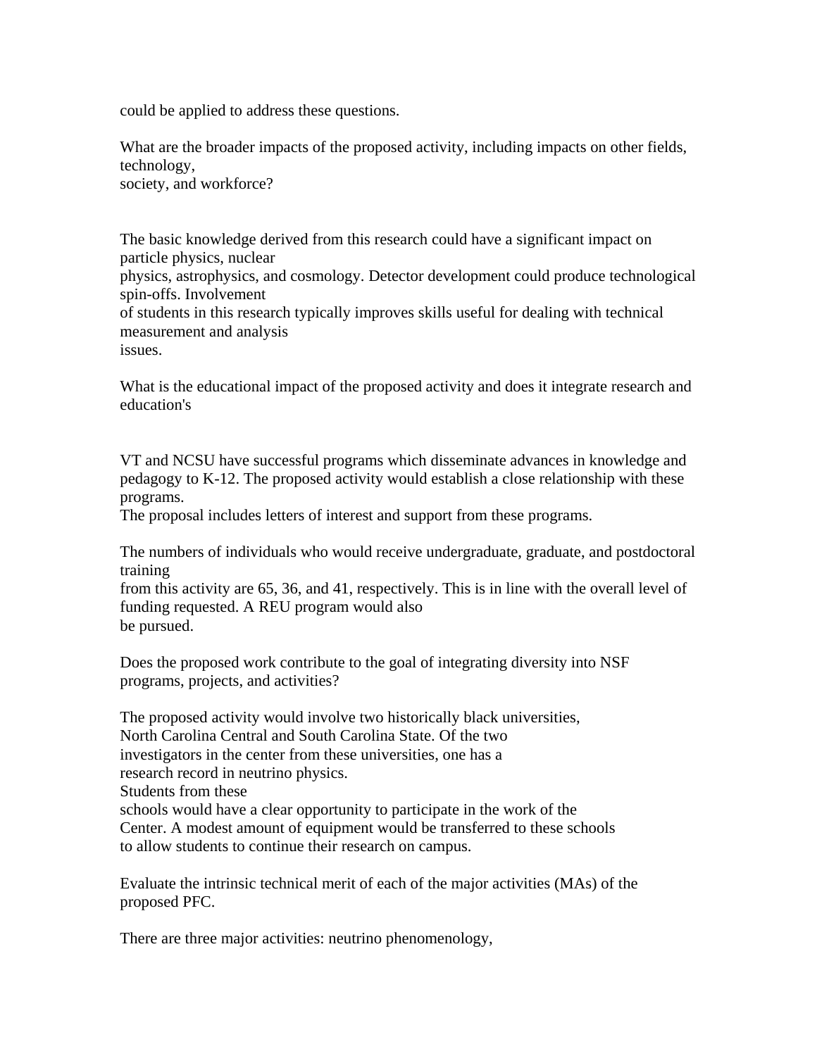could be applied to address these questions.

What are the broader impacts of the proposed activity, including impacts on other fields, technology, society, and workforce?

The basic knowledge derived from this research could have a significant impact on particle physics, nuclear physics, astrophysics, and cosmology. Detector development could produce technological spin-offs. Involvement of students in this research typically improves skills useful for dealing with technical measurement and analysis issues.

What is the educational impact of the proposed activity and does it integrate research and education's

VT and NCSU have successful programs which disseminate advances in knowledge and pedagogy to K-12. The proposed activity would establish a close relationship with these programs.
The proposal includes letters of interest and support from these programs.

The numbers of individuals who would receive undergraduate, graduate, and postdoctoral training from this activity are 65, 36, and 41, respectively. This is in line with the overall level of funding requested. A REU program would also be pursued.

Does the proposed work contribute to the goal of integrating diversity into NSF programs, projects, and activities?

The proposed activity would involve two historically black universities, North Carolina Central and South Carolina State. Of the two investigators in the center from these universities, one has a research record in neutrino physics.
Students from these schools would have a clear opportunity to participate in the work of the Center. A modest amount of equipment would be transferred to these schools to allow students to continue their research on campus.

Evaluate the intrinsic technical merit of each of the major activities (MAs) of the proposed PFC.

There are three major activities: neutrino phenomenology,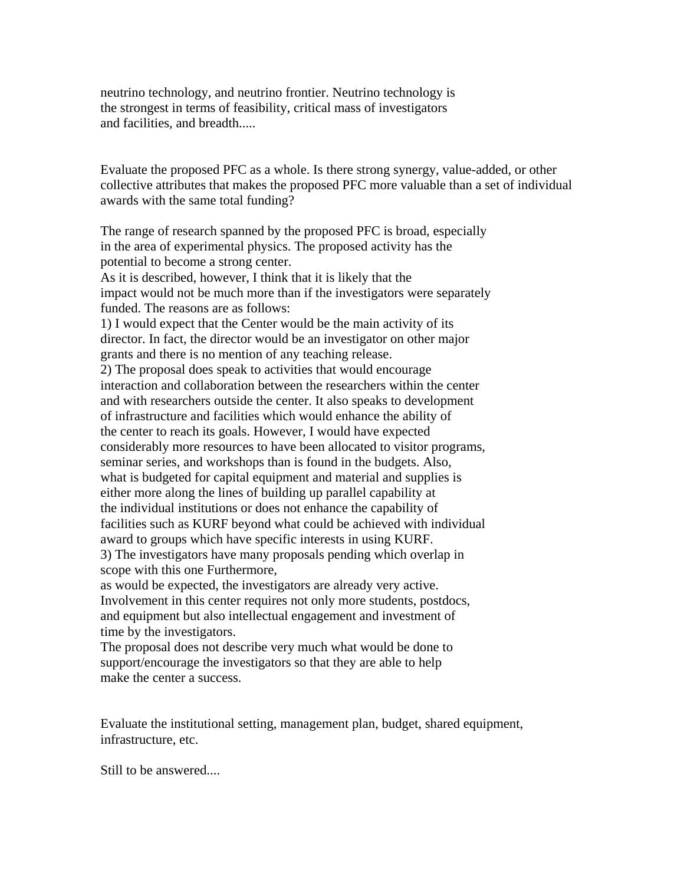neutrino technology, and neutrino frontier. Neutrino technology is
the strongest in terms of feasibility, critical mass of investigators
and facilities, and breadth.....

Evaluate the proposed PFC as a whole. Is there strong synergy, value-added, or other collective attributes that makes the proposed PFC more valuable than a set of individual awards with the same total funding?

The range of research spanned by the proposed PFC is broad, especially
in the area of experimental physics. The proposed activity has the
potential to become a strong center.
As it is described, however, I think that it is likely that the
impact would not be much more than if the investigators were separately
funded. The reasons are as follows:
1) I would expect that the Center would be the main activity of its
director. In fact, the director would be an investigator on other major
grants and there is no mention of any teaching release.
2) The proposal does speak to activities that would encourage
interaction and collaboration between the researchers within the center
and with researchers outside the center. It also speaks to development
of infrastructure and facilities which would enhance the ability of
the center to reach its goals. However, I would have expected
considerably more resources to have been allocated to visitor programs,
seminar series, and workshops than is found in the budgets. Also,
what is budgeted for capital equipment and material and supplies is
either more along the lines of building up parallel capability at
the individual institutions or does not enhance the capability of
facilities such as KURF beyond what could be achieved with individual
award to groups which have specific interests in using KURF.
3) The investigators have many proposals pending which overlap in
scope with this one Furthermore,
as would be expected, the investigators are already very active.
Involvement in this center requires not only more students, postdocs,
and equipment but also intellectual engagement and investment of
time by the investigators.
The proposal does not describe very much what would be done to
support/encourage the investigators so that they are able to help
make the center a success.

Evaluate the institutional setting, management plan, budget, shared equipment, infrastructure, etc.

Still to be answered....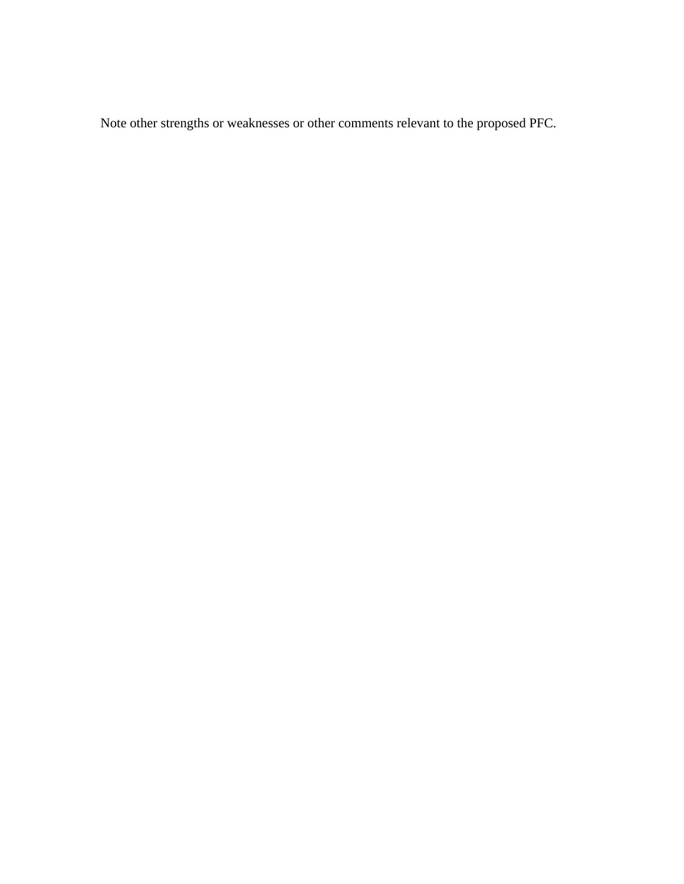Note other strengths or weaknesses or other comments relevant to the proposed PFC.